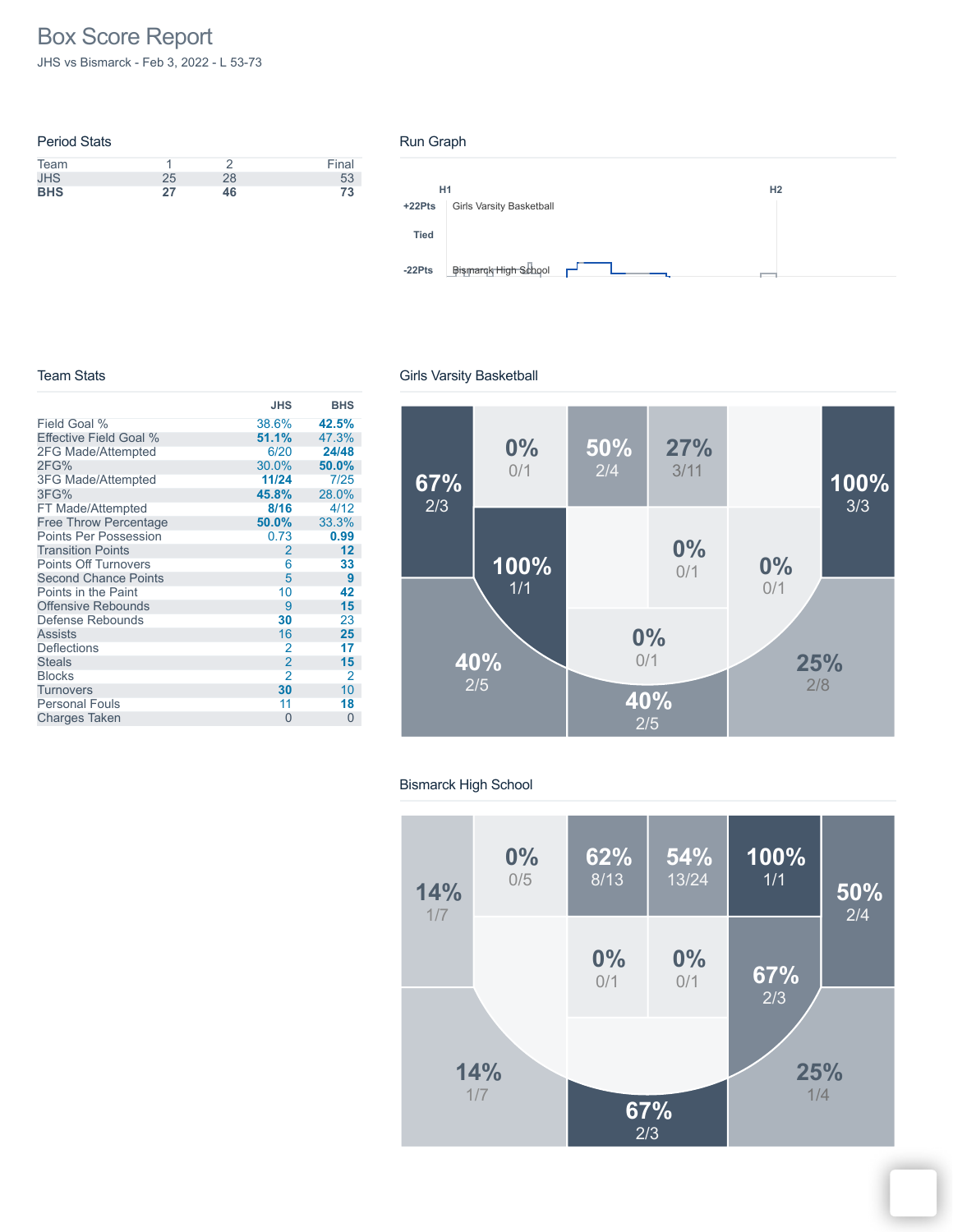# Box Score Report

JHS vs Bismarck - Feb 3, 2022 - L 53-73

## Period Stats

| Team | 1 | 2 | Final |
|---|---|---|---|
| JHS | 25 | 28 | 53 |
| **BHS** | **27** | **46** | **73** |

## Run Graph

H1 H2

+22Pts Girls Varsity Basketball

Tied

-22Pts Bismarck High School

## Team Stats

| | JHS | BHS |
|---|---|---|
| Field Goal % | 38.6% | **42.5%** |
| Effective Field Goal % | **51.1%** | 47.3% |
| 2FG Made/Attempted | 6/20 | **24/48** |
| 2FG% | 30.0% | **50.0%** |
| 3FG Made/Attempted | **11/24** | 7/25 |
| 3FG% | **45.8%** | 28.0% |
| FT Made/Attempted | **8/16** | 4/12 |
| Free Throw Percentage | **50.0%** | 33.3% |
| Points Per Possession | 0.73 | **0.99** |
| Transition Points | 2 | **12** |
| Points Off Turnovers | 6 | **33** |
| Second Chance Points | 5 | **9** |
| Points in the Paint | 10 | **42** |
| Offensive Rebounds | 9 | **15** |
| Defense Rebounds | **30** | 23 |
| Assists | 16 | **25** |
| Deflections | 2 | **17** |
| Steals | 2 | **15** |
| Blocks | 2 | 2 |
| Turnovers | **30** | 10 |
| Personal Fouls | 11 | **18** |
| Charges Taken | 0 | 0 |

## Girls Varsity Basketball

67% 2/3
0% 0/1
50% 2/4
27% 3/11
100% 3/3
100% 1/1
0% 0/1
0% 0/1
0% 0/1
40% 2/5
40% 2/5
25% 2/8

## Bismarck High School

14% 1/7
0% 0/5
62% 8/13
54% 13/24
100% 1/1
50% 2/4
0% 0/1
0% 0/1
67% 2/3
14% 1/7
67% 2/3
25% 1/4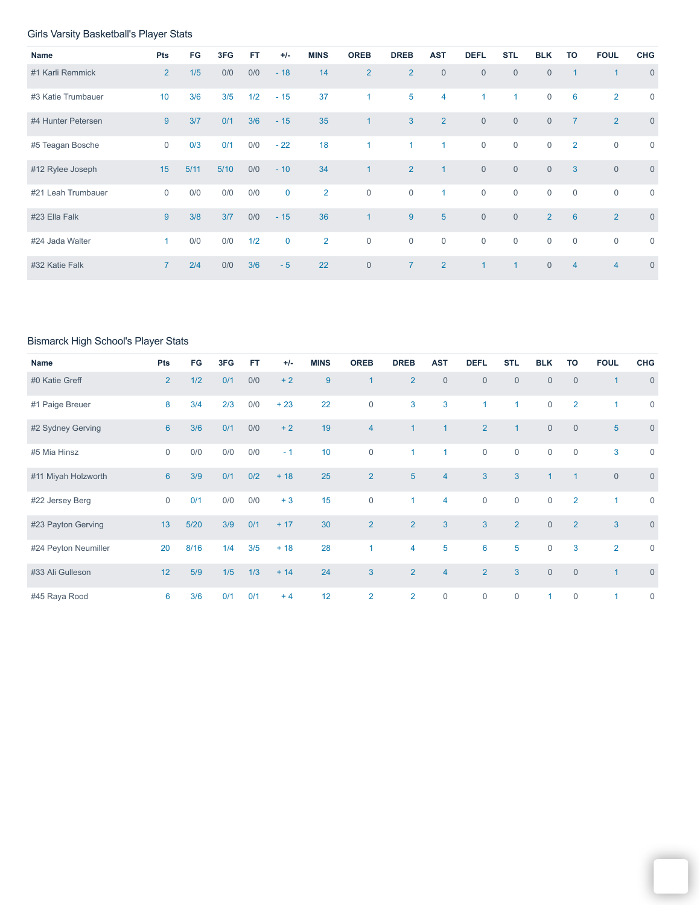Girls Varsity Basketball's Player Stats

| Name | Pts | FG | 3FG | FT | +/- | MINS | OREB | DREB | AST | DEFL | STL | BLK | TO | FOUL | CHG |
|---|---|---|---|---|---|---|---|---|---|---|---|---|---|---|---|
| #1 Karli Remmick | 2 | 1/5 | 0/0 | 0/0 | - 18 | 14 | 2 | 2 | 0 | 0 | 0 | 0 | 1 | 1 | 0 |
| #3 Katie Trumbauer | 10 | 3/6 | 3/5 | 1/2 | - 15 | 37 | 1 | 5 | 4 | 1 | 1 | 0 | 6 | 2 | 0 |
| #4 Hunter Petersen | 9 | 3/7 | 0/1 | 3/6 | - 15 | 35 | 1 | 3 | 2 | 0 | 0 | 0 | 7 | 2 | 0 |
| #5 Teagan Bosche | 0 | 0/3 | 0/1 | 0/0 | - 22 | 18 | 1 | 1 | 1 | 0 | 0 | 0 | 2 | 0 | 0 |
| #12 Rylee Joseph | 15 | 5/11 | 5/10 | 0/0 | - 10 | 34 | 1 | 2 | 1 | 0 | 0 | 0 | 3 | 0 | 0 |
| #21 Leah Trumbauer | 0 | 0/0 | 0/0 | 0/0 | 0 | 2 | 0 | 0 | 1 | 0 | 0 | 0 | 0 | 0 | 0 |
| #23 Ella Falk | 9 | 3/8 | 3/7 | 0/0 | - 15 | 36 | 1 | 9 | 5 | 0 | 0 | 2 | 6 | 2 | 0 |
| #24 Jada Walter | 1 | 0/0 | 0/0 | 1/2 | 0 | 2 | 0 | 0 | 0 | 0 | 0 | 0 | 0 | 0 | 0 |
| #32 Katie Falk | 7 | 2/4 | 0/0 | 3/6 | - 5 | 22 | 0 | 7 | 2 | 1 | 1 | 0 | 4 | 4 | 0 |

Bismarck High School's Player Stats

| Name | Pts | FG | 3FG | FT | +/- | MINS | OREB | DREB | AST | DEFL | STL | BLK | TO | FOUL | CHG |
|---|---|---|---|---|---|---|---|---|---|---|---|---|---|---|---|
| #0 Katie Greff | 2 | 1/2 | 0/1 | 0/0 | + 2 | 9 | 1 | 2 | 0 | 0 | 0 | 0 | 0 | 1 | 0 |
| #1 Paige Breuer | 8 | 3/4 | 2/3 | 0/0 | + 23 | 22 | 0 | 3 | 3 | 1 | 1 | 0 | 2 | 1 | 0 |
| #2 Sydney Gerving | 6 | 3/6 | 0/1 | 0/0 | + 2 | 19 | 4 | 1 | 1 | 2 | 1 | 0 | 0 | 5 | 0 |
| #5 Mia Hinsz | 0 | 0/0 | 0/0 | 0/0 | - 1 | 10 | 0 | 1 | 1 | 0 | 0 | 0 | 0 | 3 | 0 |
| #11 Miyah Holzworth | 6 | 3/9 | 0/1 | 0/2 | + 18 | 25 | 2 | 5 | 4 | 3 | 3 | 1 | 1 | 0 | 0 |
| #22 Jersey Berg | 0 | 0/1 | 0/0 | 0/0 | + 3 | 15 | 0 | 1 | 4 | 0 | 0 | 0 | 2 | 1 | 0 |
| #23 Payton Gerving | 13 | 5/20 | 3/9 | 0/1 | + 17 | 30 | 2 | 2 | 3 | 3 | 2 | 0 | 2 | 3 | 0 |
| #24 Peyton Neumiller | 20 | 8/16 | 1/4 | 3/5 | + 18 | 28 | 1 | 4 | 5 | 6 | 5 | 0 | 3 | 2 | 0 |
| #33 Ali Gulleson | 12 | 5/9 | 1/5 | 1/3 | + 14 | 24 | 3 | 2 | 4 | 2 | 3 | 0 | 0 | 1 | 0 |
| #45 Raya Rood | 6 | 3/6 | 0/1 | 0/1 | + 4 | 12 | 2 | 2 | 0 | 0 | 0 | 1 | 0 | 1 | 0 |